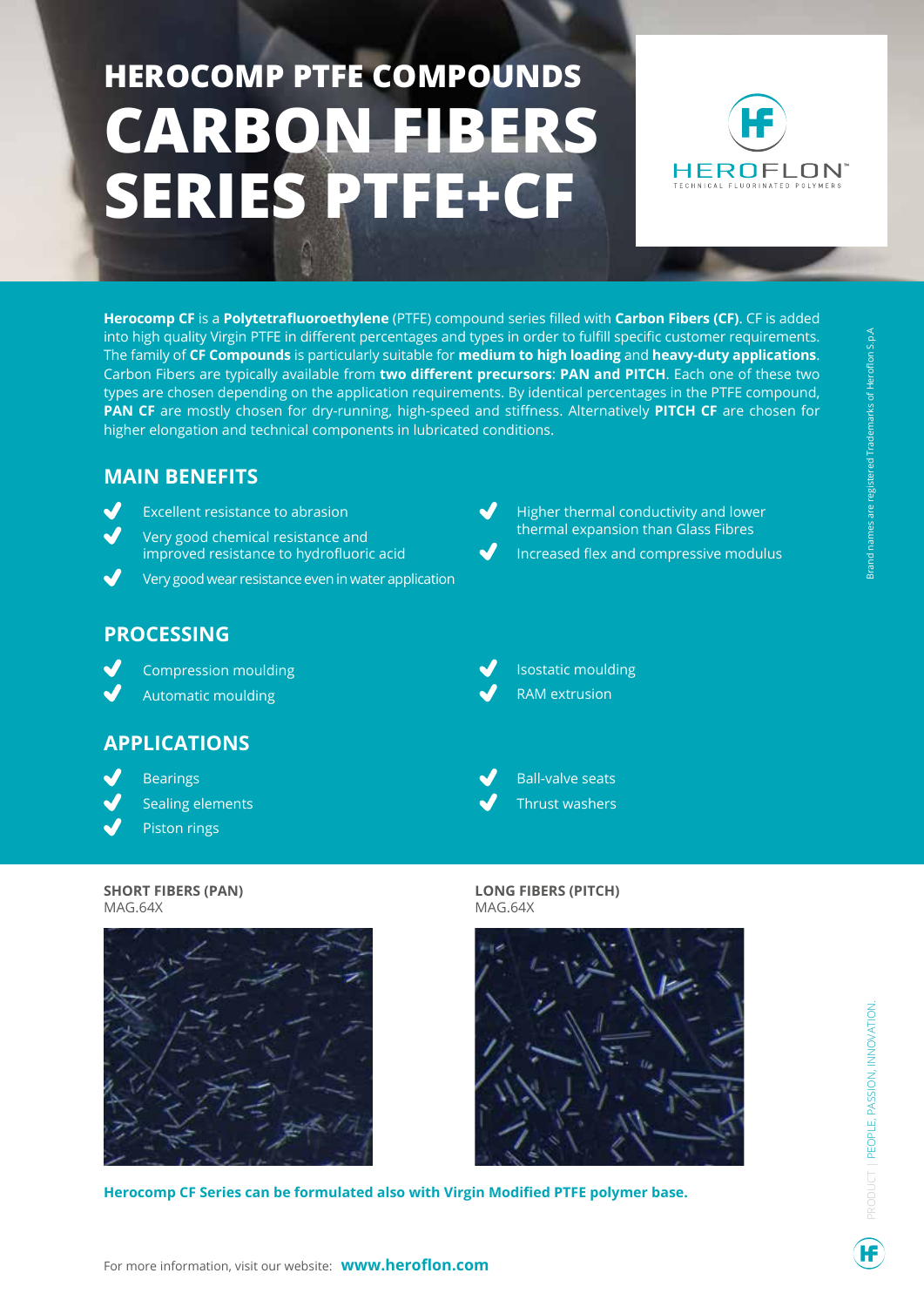# HEROCOMP PTFE COMPOUNDS
# CARBON FIBERS SERIES PTFE+CF

HEROFLON™
TECHNICAL FLUORINATED POLYMERS

**Herocomp CF** is a **Polytetrafluoroethylene** (PTFE) compound series filled with **Carbon Fibers (CF)**. CF is added into high quality Virgin PTFE in different percentages and types in order to fulfill specific customer requirements. The family of **CF Compounds** is particularly suitable for **medium to high loading** and **heavy-duty applications**. Carbon Fibers are typically available from **two different precursors**: **PAN and PITCH**. Each one of these two types are chosen depending on the application requirements. By identical percentages in the PTFE compound, **PAN CF** are mostly chosen for dry-running, high-speed and stiffness. Alternatively **PITCH CF** are chosen for higher elongation and technical components in lubricated conditions.

## MAIN BENEFITS

- Excellent resistance to abrasion
- Very good chemical resistance and improved resistance to hydrofluoric acid
- Very good wear resistance even in water application
- Higher thermal conductivity and lower thermal expansion than Glass Fibres
- Increased flex and compressive modulus

## PROCESSING

- Compression moulding
- Automatic moulding
- Isostatic moulding
- RAM extrusion

## APPLICATIONS

- Bearings
- Sealing elements
- Piston rings
- Ball-valve seats
- Thrust washers

**SHORT FIBERS (PAN)**
MAG.64X

**LONG FIBERS (PITCH)**
MAG.64X

**Herocomp CF Series can be formulated also with Virgin Modified PTFE polymer base.**

For more information, visit our website: **www.heroflon.com**

Brand names are registered Trademarks of Heroflon S.p.A

PRODUCT | PEOPLE, PASSION, INNOVATION.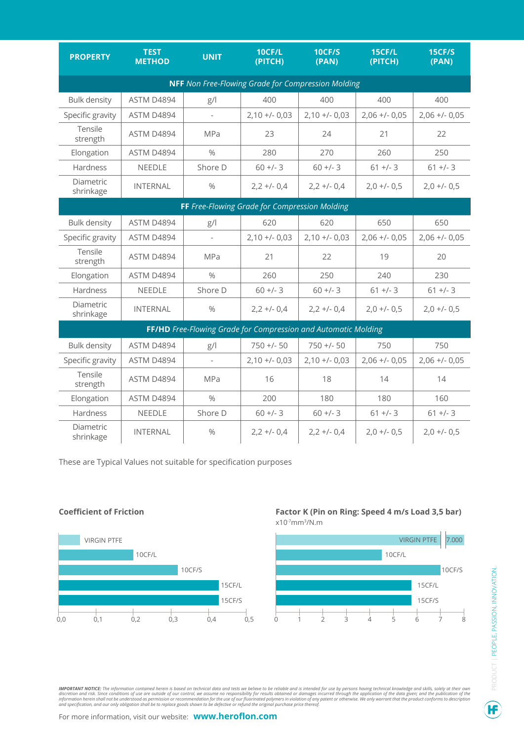| PROPERTY | TEST METHOD | UNIT | 10CF/L (PITCH) | 10CF/S (PAN) | 15CF/L (PITCH) | 15CF/S (PAN) |
|---|---|---|---|---|---|---|
| **NFF** *Non Free-Flowing Grade for Compression Molding* | | | | | | |
| Bulk density | ASTM D4894 | g/l | 400 | 400 | 400 | 400 |
| Specific gravity | ASTM D4894 | - | 2,10 +/- 0,03 | 2,10 +/- 0,03 | 2,06 +/- 0,05 | 2,06 +/- 0,05 |
| Tensile strength | ASTM D4894 | MPa | 23 | 24 | 21 | 22 |
| Elongation | ASTM D4894 | % | 280 | 270 | 260 | 250 |
| Hardness | NEEDLE | Shore D | 60 +/- 3 | 60 +/- 3 | 61 +/- 3 | 61 +/- 3 |
| Diametric shrinkage | INTERNAL | % | 2,2 +/- 0,4 | 2,2 +/- 0,4 | 2,0 +/- 0,5 | 2,0 +/- 0,5 |
| **FF** *Free-Flowing Grade for Compression Molding* | | | | | | |
| Bulk density | ASTM D4894 | g/l | 620 | 620 | 650 | 650 |
| Specific gravity | ASTM D4894 | - | 2,10 +/- 0,03 | 2,10 +/- 0,03 | 2,06 +/- 0,05 | 2,06 +/- 0,05 |
| Tensile strength | ASTM D4894 | MPa | 21 | 22 | 19 | 20 |
| Elongation | ASTM D4894 | % | 260 | 250 | 240 | 230 |
| Hardness | NEEDLE | Shore D | 60 +/- 3 | 60 +/- 3 | 61 +/- 3 | 61 +/- 3 |
| Diametric shrinkage | INTERNAL | % | 2,2 +/- 0,4 | 2,2 +/- 0,4 | 2,0 +/- 0,5 | 2,0 +/- 0,5 |
| **FF/HD** *Free-Flowing Grade for Compression and Automatic Molding* | | | | | | |
| Bulk density | ASTM D4894 | g/l | 750 +/- 50 | 750 +/- 50 | 750 | 750 |
| Specific gravity | ASTM D4894 | - | 2,10 +/- 0,03 | 2,10 +/- 0,03 | 2,06 +/- 0,05 | 2,06 +/- 0,05 |
| Tensile strength | ASTM D4894 | MPa | 16 | 18 | 14 | 14 |
| Elongation | ASTM D4894 | % | 200 | 180 | 180 | 160 |
| Hardness | NEEDLE | Shore D | 60 +/- 3 | 60 +/- 3 | 61 +/- 3 | 61 +/- 3 |
| Diametric shrinkage | INTERNAL | % | 2,2 +/- 0,4 | 2,2 +/- 0,4 | 2,0 +/- 0,5 | 2,0 +/- 0,5 |

These are Typical Values not suitable for specification purposes

**Coefficient of Friction**

VIRGIN PTFE
10CF/L
10CF/S
15CF/L
15CF/S
0,0 0,1 0,2 0,3 0,4 0,5

**Factor K (Pin on Ring: Speed 4 m/s Load 3,5 bar)**
$x10^{-7}mm^3/N.m$

VIRGIN PTFE 7.000
10CF/L
10CF/S
15CF/L
15CF/S
0 1 2 3 4 5 6 7 8

***IMPORTANT NOTICE:*** *The information contained herein is based on technical data and tests we believe to be reliable and is intended for use by persons having technical knowledge and skills, solely at their own discretion and risk. Since conditions of use are outside of our control, we assume no responsibility for results obtained or damages incurred through the application of the data given; and the publication of the information herein shall not be understood as permission or recommendation for the use of our fluorinated polymers in violation of any patent or otherwise. We only warrant that the product conforms to description and specification, and our only obligation shall be to replace goods shown to be defective or refund the original purchase price thereof.*

For more information, visit our website: **www.heroflon.com**

PRODUCT | PEOPLE, PASSION, INNOVATION.